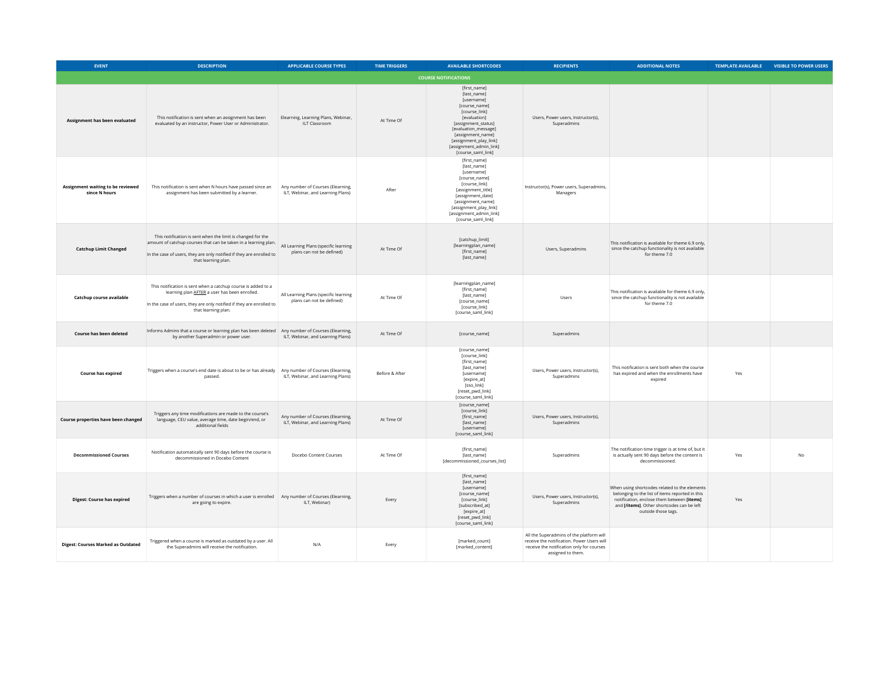| EVENT | DESCRIPTION | APPLICABLE COURSE TYPES | TIME TRIGGERS | AVAILABLE SHORTCODES | RECIPIENTS | ADDITIONAL NOTES | TEMPLATE AVAILABLE | VISIBLE TO POWER USERS |
|---|---|---|---|---|---|---|---|---|
| **COURSE NOTIFICATIONS** | | | | | | | | |
| **Assignment has been evaluated** | This notification is sent when an assignment has been evaluated by an instructor, Power User or Administrator. | Elearning, Learning Plans, Webinar, ILT Classroom | At Time Of | [first_name]<br>[last_name]<br>[username]<br>[course_name]<br>[course_link]<br>[evaluation]<br>[assignment_status]<br>[evaluation_message]<br>[assignment_name]<br>[assignment_play_link]<br>[assignment_admin_link]<br>[course_saml_link] | Users, Power users, Instructor(s), Superadmins | | | |
| **Assignment waiting to be reviewed since N hours** | This notification is sent when N hours have passed since an assignment has been submitted by a learner. | Any number of Courses (Elearning, ILT, Webinar, and Learning Plans) | After | [first_name]<br>[last_name]<br>[username]<br>[course_name]<br>[course_link]<br>[assignment_title]<br>[assignment_date]<br>[assignment_name]<br>[assignment_play_link]<br>[assignment_admin_link]<br>[course_saml_link] | Instructor(s), Power users, Superadmins, Managers | | | |
| **Catchup Limit Changed** | This notification is sent when the limit is changed for the amount of catchup courses that can be taken in a learning plan.<br><br>In the case of users, they are only notified if they are enrolled to that learning plan. | All Learning Plans (specific learning plans can not be defined) | At Time Of | [catchup_limit]<br>[learningplan_name]<br>[first_name]<br>[last_name] | Users, Superadmins | This notification is available for theme 6.9 only, since the catchup functionality is not available for theme 7.0 | | |
| **Catchup course available** | This notification is sent when a catchup course is added to a learning plan AFTER a user has been enrolled.<br><br>In the case of users, they are only notified if they are enrolled to that learning plan. | All Learning Plans (specific learning plans can not be defined) | At Time Of | [learningplan_name]<br>[first_name]<br>[last_name]<br>[course_name]<br>[course_link]<br>[course_saml_link] | Users | This notification is available for theme 6.9 only, since the catchup functionality is not available for theme 7.0 | | |
| **Course has been deleted** | Informs Admins that a course or learning plan has been deleted by another Superadmin or power user. | Any number of Courses (Elearning, ILT, Webinar, and Learning Plans) | At Time Of | [course_name] | Superadmins | | | |
| **Course has expired** | Triggers when a course's end date is about to be or has already passed. | Any number of Courses (Elearning, ILT, Webinar, and Learning Plans) | Before & After | [course_name]<br>[course_link]<br>[first_name]<br>[last_name]<br>[username]<br>[expire_at]<br>[sso_link]<br>[reset_pwd_link]<br>[course_saml_link] | Users, Power users, Instructor(s), Superadmins | This notification is sent both when the course has expired and when the enrollments have expired | Yes | |
| **Course properties have been changed** | Triggers any time modifications are made to the course's language, CEU value, average time, date begin/end, or additional fields | Any number of Courses (Elearning, ILT, Webinar, and Learning Plans) | At Time Of | [course_name]<br>[course_link]<br>[first_name]<br>[last_name]<br>[username]<br>[course_saml_link] | Users, Power users, Instructor(s), Superadmins | | | |
| **Decommissioned Courses** | Notification automatically sent 90 days before the course is decommissioned in Docebo Content | Docebo Content Courses | At Time Of | [first_name]<br>[last_name]<br>[decommissioned_courses_list] | Superadmins | The notification time trigger is at time of, but it is actually sent 90 days before the content is decommissioned. | Yes | No |
| **Digest: Course has expired** | Triggers when a number of courses in which a user is enrolled are going to expire. | Any number of Courses (Elearning, ILT, Webinar) | Every | [first_name]<br>[last_name]<br>[username]<br>[course_name]<br>[course_link]<br>[subscribed_at]<br>[expire_at]<br>[reset_pwd_link]<br>[course_saml_link] | Users, Power users, Instructor(s), Superadmins | When using shortcodes related to the elements belonging to the list of items reported in this notification, enclose them between **[items]** and **[/items]**. Other shortcodes can be left outside those tags. | Yes | |
| **Digest: Courses Marked as Outdated** | Triggered when a course is marked as outdated by a user. All the Superadmins will receive the notification. | N/A | Every | [marked_count]<br>[marked_content] | All the Superadmins of the platform will receive the notification. Power Users will receive the notification only for courses assigned to them. | | | |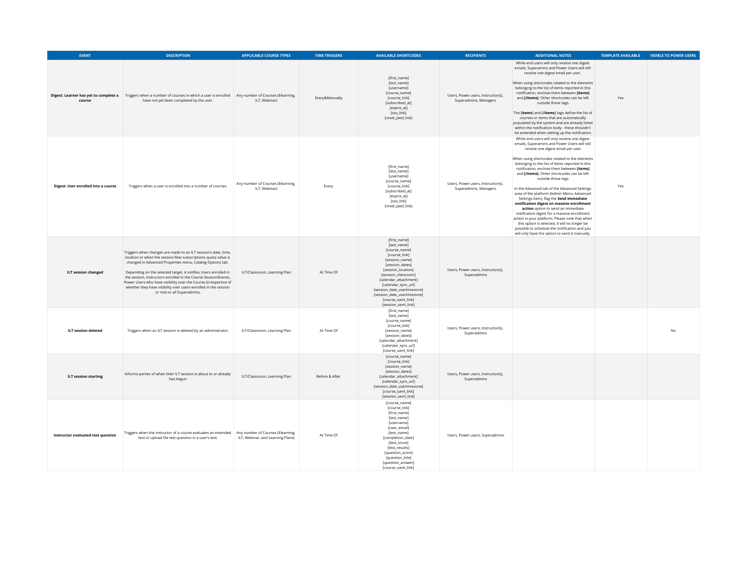| EVENT | DESCRIPTION | APPLICABLE COURSE TYPES | TIME TRIGGERS | AVAILABLE SHORTCODES | RECIPIENTS | ADDITIONAL NOTES | TEMPLATE AVAILABLE | VISIBLE TO POWER USERS |
|---|---|---|---|---|---|---|---|---|
| **Digest: Learner has yet to complete a course** | Triggers when a number of courses in which a user is enrolled have not yet been completed by the user. | Any number of Courses (Elearning, ILT, Webinar) | Every&Manually | [first_name]<br>[last_name]<br>[username]<br>[course_name]<br>[course_link]<br>[subscribed_at]<br>[expire_at]<br>[sso_link]<br>[reset_pwd_link] | Users, Power users, Instructor(s), Superadmins, Managers | While end users will only receive one digest emails, Superamins and Power Users will still receive one digest email per user.<br><br>When using shortcodes related to the elements belonging to the list of items reported in this notification, enclose them between **[items]** and **[/items]**. Other shortcodes can be left outside those tags.<br><br>The **[items]** and **[/items]** tags define the list of courses or items that are automatically populated by the system and are already listed within the notification body - these shouldn't be amended when setting up the notification. | Yes | |
| **Digest: User enrolled into a course** | Triggers when a user is enrolled into a number of courses. | Any number of Courses (Elearning, ILT, Webinar) | Every | [first_name]<br>[last_name]<br>[username]<br>[course_name]<br>[course_link]<br>[subscribed_at]<br>[expire_at]<br>[sso_link]<br>[reset_pwd_link] | Users, Power users, Instructor(s), Superadmins, Managers | While end users will only receive one digest emails, Superamins and Power Users will still receive one digest email per user.<br><br>When using shortcodes related to the elements belonging to the list of items reported in this notification, enclose them between **[items]** and **[/items]**. Other shortcodes can be left outside those tags.<br><br>In the Advanced tab of the Advanced Settings area of the platform (Admin Menu, Advanced Settings item), flag the **Send immediate notification digest on massive enrollment action** option to send an immediate notification digest for a massive enrollment action in your platform. Please note that when this option is selected, it will no longer be possible to schedule the notification and you will only have the option to send it manually. | Yes | |
| **ILT session changed** | Triggers when changes are made to an ILT session's date, time, location or when the session Max subscriptions quota value is changed in Advanced Properties menu, Catalog Options tab.<br><br>Depending on the selected target, it notifies Users enrolled in the session, Instructors enrolled in the Course Session/Events, Power Users who have visibility over the Course (irrespective of whether they have visibility over users enrolled in the session or not) or all Superadmins. | ILT/Classroom, Learning Plan | At Time Of | [first_name]<br>[last_name]<br>[course_name]<br>[course_link]<br>[session_name]<br>[session_dates]<br>[session_location]<br>[session_classroom]<br>[calendar_attachment]<br>[calendar_sync_url]<br>[session_date_usertimezone]<br>[session_date_usertimezone]<br>[course_saml_link]<br>[session_saml_link] | Users, Power users, Instructor(s), Superadmins | | | |
| **ILT session deleted** | Triggers when an ILT session is deleted by an administrator. | ILT/Classroom, Learning Plan | At Time Of | [first_name]<br>[last_name]<br>[course_name]<br>[course_link]<br>[session_name]<br>[session_dates]<br>[calendar_attachment]<br>[calendar_sync_url]<br>[course_saml_link] | Users, Power users, Instructor(s), Superadmins | | | No |
| **ILT session starting** | Informs parties of when their ILT session is about to or already has begun. | ILT/Classroom, Learning Plan | Before & After | [course_name]<br>[course_link]<br>[session_name]<br>[session_dates]<br>[calendar_attachment]<br>[calendar_sync_url]<br>[session_date_usertimezone]<br>[course_saml_link]<br>[session_saml_link] | Users, Power users, Instructor(s), Superadmins | | | |
| **Instructor evaluated test question** | Triggers when the instructor of a course evaluates an extended text or upload file test question in a user's test. | Any number of Courses (Elearning, ILT, Webinar, and Learning Plans) | At Time Of | [course_name]<br>[course_link]<br>[first_name]<br>[last_name]<br>[username]<br>[user_email]<br>[test_name]<br>[completion_date]<br>[test_score]<br>[test_results]<br>[question_score]<br>[question_title]<br>[question_answer]<br>[course_saml_link] | Users, Power users, Superadmins | | | |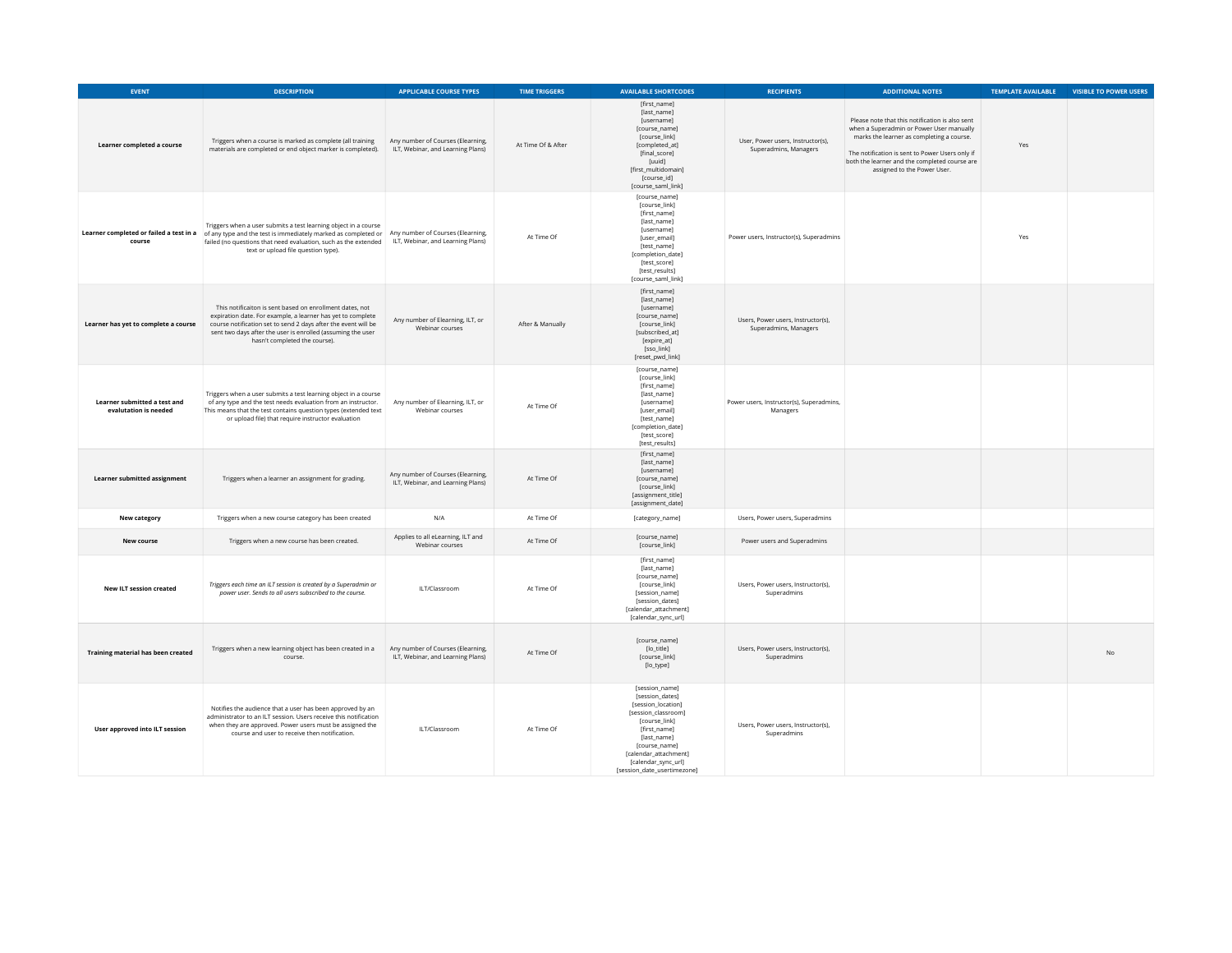| EVENT | DESCRIPTION | APPLICABLE COURSE TYPES | TIME TRIGGERS | AVAILABLE SHORTCODES | RECIPIENTS | ADDITIONAL NOTES | TEMPLATE AVAILABLE | VISIBLE TO POWER USERS |
|---|---|---|---|---|---|---|---|---|
| **Learner completed a course** | Triggers when a course is marked as complete (all training materials are completed or end object marker is completed). | Any number of Courses (Elearning, ILT, Webinar, and Learning Plans) | At Time Of & After | [first_name]<br>[last_name]<br>[username]<br>[course_name]<br>[course_link]<br>[completed_at]<br>[final_score]<br>[uuid]<br>[first_multidomain]<br>[course_id]<br>[course_saml_link] | User, Power users, Instructor(s), Superadmins, Managers | Please note that this notification is also sent when a Superadmin or Power User manually marks the learner as completing a course.<br><br>The notification is sent to Power Users only if both the learner and the completed course are assigned to the Power User. | Yes | |
| **Learner completed or failed a test in a course** | Triggers when a user submits a test learning object in a course of any type and the test is immediately marked as completed or failed (no questions that need evaluation, such as the extended text or upload file question type). | Any number of Courses (Elearning, ILT, Webinar, and Learning Plans) | At Time Of | [course_name]<br>[course_link]<br>[first_name]<br>[last_name]<br>[username]<br>[user_email]<br>[test_name]<br>[completion_date]<br>[test_score]<br>[test_results]<br>[course_saml_link] | Power users, Instructor(s), Superadmins | | Yes | |
| **Learner has yet to complete a course** | This notificaiton is sent based on enrollment dates, not expiration date. For example, a learner has yet to complete course notification set to send 2 days after the event will be sent two days after the user is enrolled (assuming the user hasn't completed the course). | Any number of Elearning, ILT, or Webinar courses | After & Manually | [first_name]<br>[last_name]<br>[username]<br>[course_name]<br>[course_link]<br>[subscribed_at]<br>[expire_at]<br>[sso_link]<br>[reset_pwd_link] | Users, Power users, Instructor(s), Superadmins, Managers | | | |
| **Learner submitted a test and evalutation is needed** | Triggers when a user submits a test learning object in a course of any type and the test needs evaluation from an instructor. This means that the test contains question types (extended text or upload file) that require instructor evaluation | Any number of Elearning, ILT, or Webinar courses | At Time Of | [course_name]<br>[course_link]<br>[first_name]<br>[last_name]<br>[username]<br>[user_email]<br>[test_name]<br>[completion_date]<br>[test_score]<br>[test_results] | Power users, Instructor(s), Superadmins, Managers | | | |
| **Learner submitted assignment** | Triggers when a learner an assignment for grading. | Any number of Courses (Elearning, ILT, Webinar, and Learning Plans) | At Time Of | [first_name]<br>[last_name]<br>[username]<br>[course_name]<br>[course_link]<br>[assignment_title]<br>[assignment_date] | | | | |
| **New category** | Triggers when a new course category has been created | N/A | At Time Of | [category_name] | Users, Power users, Superadmins | | | |
| **New course** | Triggers when a new course has been created. | Applies to all eLearning, ILT and Webinar courses | At Time Of | [course_name]<br>[course_link] | Power users and Superadmins | | | |
| **New ILT session created** | *Triggers each time an ILT session is created by a Superadmin or power user. Sends to all users subscribed to the course.* | ILT/Classroom | At Time Of | [first_name]<br>[last_name]<br>[course_name]<br>[course_link]<br>[session_name]<br>[session_dates]<br>[calendar_attachment]<br>[calendar_sync_url] | Users, Power users, Instructor(s), Superadmins | | | |
| **Training material has been created** | Triggers when a new learning object has been created in a course. | Any number of Courses (Elearning, ILT, Webinar, and Learning Plans) | At Time Of | [course_name]<br>[lo_title]<br>[course_link]<br>[lo_type] | Users, Power users, Instructor(s), Superadmins | | | No |
| **User approved into ILT session** | Notifies the audience that a user has been approved by an administrator to an ILT session. Users receive this notification when they are approved. Power users must be assigned the course and user to receive then notification. | ILT/Classroom | At Time Of | [session_name]<br>[session_dates]<br>[session_location]<br>[session_classroom]<br>[course_link]<br>[first_name]<br>[last_name]<br>[course_name]<br>[calendar_attachment]<br>[calendar_sync_url]<br>[session_date_usertimezone] | Users, Power users, Instructor(s), Superadmins | | | |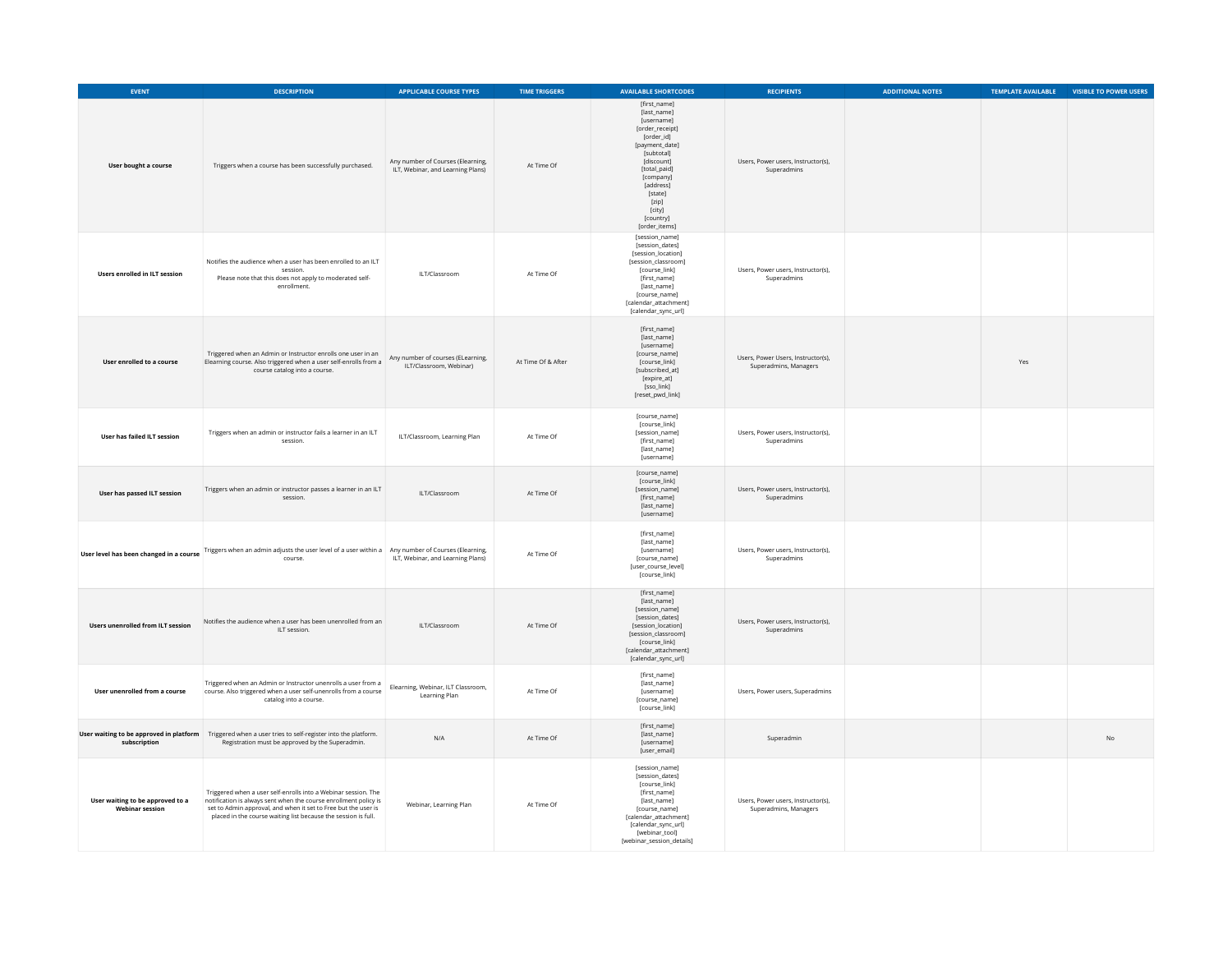| EVENT | DESCRIPTION | APPLICABLE COURSE TYPES | TIME TRIGGERS | AVAILABLE SHORTCODES | RECIPIENTS | ADDITIONAL NOTES | TEMPLATE AVAILABLE | VISIBLE TO POWER USERS |
|---|---|---|---|---|---|---|---|---|
| **User bought a course** | Triggers when a course has been successfully purchased. | Any number of Courses (Elearning, ILT, Webinar, and Learning Plans) | At Time Of | [first_name]<br>[last_name]<br>[username]<br>[order_receipt]<br>[order_id]<br>[payment_date]<br>[subtotal]<br>[discount]<br>[total_paid]<br>[company]<br>[address]<br>[state]<br>[zip]<br>[city]<br>[country]<br>[order_items] | Users, Power users, Instructor(s), Superadmins | | | |
| **Users enrolled in ILT session** | Notifies the audience when a user has been enrolled to an ILT session.<br>Please note that this does not apply to moderated self-enrollment. | ILT/Classroom | At Time Of | [session_name]<br>[session_dates]<br>[session_location]<br>[session_classroom]<br>[course_link]<br>[first_name]<br>[last_name]<br>[course_name]<br>[calendar_attachment]<br>[calendar_sync_url] | Users, Power users, Instructor(s), Superadmins | | | |
| **User enrolled to a course** | Triggered when an Admin or Instructor enrolls one user in an Elearning course. Also triggered when a user self-enrolls from a course catalog into a course. | Any number of courses (ELearning, ILT/Classroom, Webinar) | At Time Of & After | [first_name]<br>[last_name]<br>[username]<br>[course_name]<br>[course_link]<br>[subscribed_at]<br>[expire_at]<br>[sso_link]<br>[reset_pwd_link] | Users, Power Users, Instructor(s), Superadmins, Managers | | Yes | |
| **User has failed ILT session** | Triggers when an admin or instructor fails a learner in an ILT session. | ILT/Classroom, Learning Plan | At Time Of | [course_name]<br>[course_link]<br>[session_name]<br>[first_name]<br>[last_name]<br>[username] | Users, Power users, Instructor(s), Superadmins | | | |
| **User has passed ILT session** | Triggers when an admin or instructor passes a learner in an ILT session. | ILT/Classroom | At Time Of | [course_name]<br>[course_link]<br>[session_name]<br>[first_name]<br>[last_name]<br>[username] | Users, Power users, Instructor(s), Superadmins | | | |
| **User level has been changed in a course** | Triggers when an admin adjusts the user level of a user within a course. | Any number of Courses (Elearning, ILT, Webinar, and Learning Plans) | At Time Of | [first_name]<br>[last_name]<br>[username]<br>[course_name]<br>[user_course_level]<br>[course_link] | Users, Power users, Instructor(s), Superadmins | | | |
| **Users unenrolled from ILT session** | Notifies the audience when a user has been unenrolled from an ILT session. | ILT/Classroom | At Time Of | [first_name]<br>[last_name]<br>[session_name]<br>[session_dates]<br>[session_location]<br>[session_classroom]<br>[course_link]<br>[calendar_attachment]<br>[calendar_sync_url] | Users, Power users, Instructor(s), Superadmins | | | |
| **User unenrolled from a course** | Triggered when an Admin or Instructor unenrolls a user from a course. Also triggered when a user self-unenrolls from a course catalog into a course. | Elearning, Webinar, ILT Classroom, Learning Plan | At Time Of | [first_name]<br>[last_name]<br>[username]<br>[course_name]<br>[course_link] | Users, Power users, Superadmins | | | |
| **User waiting to be approved in platform subscription** | Triggered when a user tries to self-register into the platform. Registration must be approved by the Superadmin. | N/A | At Time Of | [first_name]<br>[last_name]<br>[username]<br>[user_email] | Superadmin | | | No |
| **User waiting to be approved to a Webinar session** | Triggered when a user self-enrolls into a Webinar session. The notification is always sent when the course enrollment policy is set to Admin approval, and when it set to Free but the user is placed in the course waiting list because the session is full. | Webinar, Learning Plan | At Time Of | [session_name]<br>[session_dates]<br>[course_link]<br>[first_name]<br>[last_name]<br>[course_name]<br>[calendar_attachment]<br>[calendar_sync_url]<br>[webinar_tool]<br>[webinar_session_details] | Users, Power users, Instructor(s), Superadmins, Managers | | | |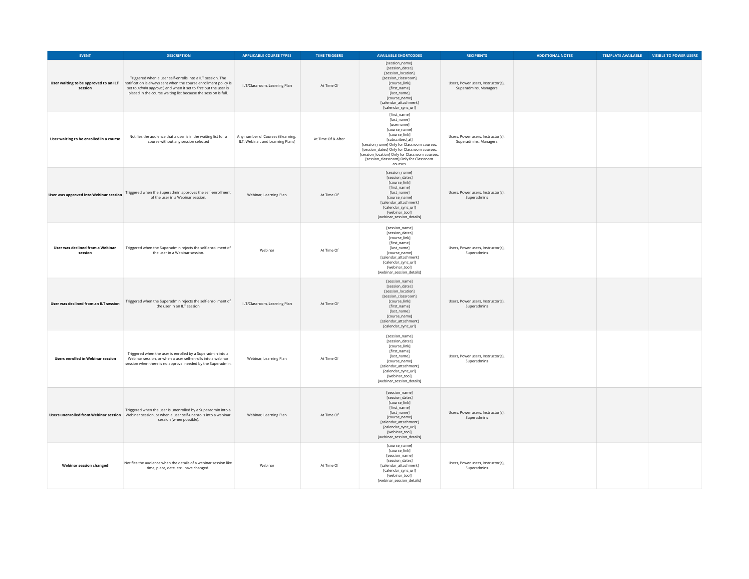| EVENT | DESCRIPTION | APPLICABLE COURSE TYPES | TIME TRIGGERS | AVAILABLE SHORTCODES | RECIPIENTS | ADDITIONAL NOTES | TEMPLATE AVAILABLE | VISIBLE TO POWER USERS |
|---|---|---|---|---|---|---|---|---|
| **User waiting to be approved to an ILT session** | Triggered when a user self-enrolls into a ILT session. The notification is always sent when the course enrollment policy is set to *Admin approval*, and when it set to *Free* but the user is placed in the course waiting list because the session is full. | ILT/Classroom, Learning Plan | At Time Of | [session_name] [session_dates] [session_location] [session_classroom] [course_link] [first_name] [last_name] [course_name] [calendar_attachment] [calendar_sync_url] | Users, Power users, Instructor(s), Superadmins, Managers | | | |
| **User waiting to be enrolled in a course** | Notifies the audience that a user is in the waiting list for a course without any session selected | Any number of Courses (Elearning, ILT, Webinar, and Learning Plans) | At Time Of & After | [first_name] [last_name] [username] [course_name] [course_link] [subscribed_at] [session_name] Only for Classroom courses. [session_dates] Only for Classroom courses. [session_location] Only for Classroom courses. [session_classroom] Only for Classroom courses. | Users, Power users, Instructor(s), Superadmins, Managers | | | |
| **User was approved into Webinar session** | Triggered when the Superadmin approves the self-enrollment of the user in a Webinar session. | Webinar, Learning Plan | At Time Of | [session_name] [session_dates] [course_link] [first_name] [last_name] [course_name] [calendar_attachment] [calendar_sync_url] [webinar_tool] [webinar_session_details] | Users, Power users, Instructor(s), Superadmins | | | |
| **User was declined from a Webinar session** | Triggered when the Superadmin rejects the self-enrollment of the user in a Webinar session. | Webinar | At Time Of | [session_name] [session_dates] [course_link] [first_name] [last_name] [course_name] [calendar_attachment] [calendar_sync_url] [webinar_tool] [webinar_session_details] | Users, Power users, Instructor(s), Superadmins | | | |
| **User was declined from an ILT session** | Triggered when the Superadmin rejects the self-enrollment of the user in an ILT session. | ILT/Classroom, Learning Plan | At Time Of | [session_name] [session_dates] [session_location] [session_classroom] [course_link] [first_name] [last_name] [course_name] [calendar_attachment] [calendar_sync_url] | Users, Power users, Instructor(s), Superadmins | | | |
| **Users enrolled in Webinar session** | Triggered when the user is enrolled by a Superadmin into a Webinar session, or when a user self-enrolls into a webinar session when there is no approval needed by the Superadmin. | Webinar, Learning Plan | At Time Of | [session_name] [session_dates] [course_link] [first_name] [last_name] [course_name] [calendar_attachment] [calendar_sync_url] [webinar_tool] [webinar_session_details] | Users, Power users, Instructor(s), Superadmins | | | |
| **Users unenrolled from Webinar session** | Triggered when the user is unenrolled by a Superadmin into a Webinar session, or when a user self-unenrolls into a webinar session (when possible). | Webinar, Learning Plan | At Time Of | [session_name] [session_dates] [course_link] [first_name] [last_name] [course_name] [calendar_attachment] [calendar_sync_url] [webinar_tool] [webinar_session_details] | Users, Power users, Instructor(s), Superadmins | | | |
| **Webinar session changed** | Notifies the audience when the details of a webinar session like time, place, date, etc., have changed. | Webinar | At Time Of | [course_name] [course_link] [session_name] [session_dates] [calendar_attachment] [calendar_sync_url] [webinar_tool] [webinar_session_details] | Users, Power users, Instructor(s), Superadmins | | | |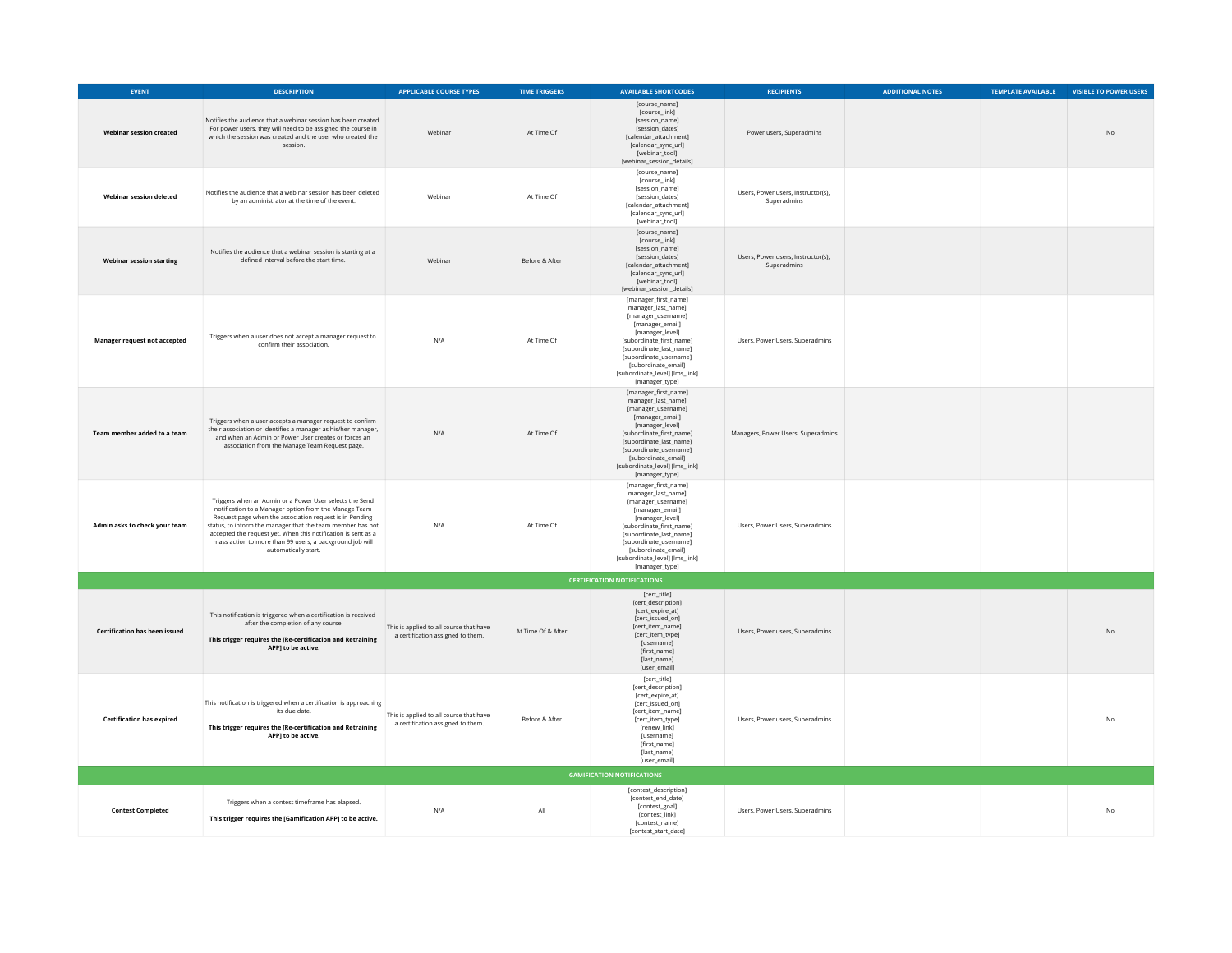| EVENT | DESCRIPTION | APPLICABLE COURSE TYPES | TIME TRIGGERS | AVAILABLE SHORTCODES | RECIPIENTS | ADDITIONAL NOTES | TEMPLATE AVAILABLE | VISIBLE TO POWER USERS |
|---|---|---|---|---|---|---|---|---|
| **Webinar session created** | Notifies the audience that a webinar session has been created. For power users, they will need to be assigned the course in which the session was created and the user who created the session. | Webinar | At Time Of | [course_name] [course_link] [session_name] [session_dates] [calendar_attachment] [calendar_sync_url] [webinar_tool] [webinar_session_details] | Power users, Superadmins | | | No |
| **Webinar session deleted** | Notifies the audience that a webinar session has been deleted by an administrator at the time of the event. | Webinar | At Time Of | [course_name] [course_link] [session_name] [session_dates] [calendar_attachment] [calendar_sync_url] [webinar_tool] | Users, Power users, Instructor(s), Superadmins | | | |
| **Webinar session starting** | Notifies the audience that a webinar session is starting at a defined interval before the start time. | Webinar | Before & After | [course_name] [course_link] [session_name] [session_dates] [calendar_attachment] [calendar_sync_url] [webinar_tool] [webinar_session_details] | Users, Power users, Instructor(s), Superadmins | | | |
| **Manager request not accepted** | Triggers when a user does not accept a manager request to confirm their association. | N/A | At Time Of | [manager_first_name] manager_last_name] [manager_username] [manager_email] [manager_level] [subordinate_first_name] [subordinate_last_name] [subordinate_username] [subordinate_email] [subordinate_level] [lms_link] [manager_type] | Users, Power Users, Superadmins | | | |
| **Team member added to a team** | Triggers when a user accepts a manager request to confirm their association or identifies a manager as his/her manager, and when an Admin or Power User creates or forces an association from the Manage Team Request page. | N/A | At Time Of | [manager_first_name] manager_last_name] [manager_username] [manager_email] [manager_level] [subordinate_first_name] [subordinate_last_name] [subordinate_username] [subordinate_email] [subordinate_level] [lms_link] [manager_type] | Managers, Power Users, Superadmins | | | |
| **Admin asks to check your team** | Triggers when an Admin or a Power User selects the Send notification to a Manager option from the Manage Team Request page when the association request is in Pending status, to inform the manager that the team member has not accepted the request yet. When this notification is sent as a mass action to more than 99 users, a background job will automatically start. | N/A | At Time Of | [manager_first_name] manager_last_name] [manager_username] [manager_email] [manager_level] [subordinate_first_name] [subordinate_last_name] [subordinate_username] [subordinate_email] [subordinate_level] [lms_link] [manager_type] | Users, Power Users, Superadmins | | | |
| **CERTIFICATION NOTIFICATIONS** | | | | | | | | |
| **Certification has been issued** | This notification is triggered when a certification is received after the completion of any course. **This trigger requires the [Re-certification and Retraining APP] to be active.** | This is applied to all course that have a certification assigned to them. | At Time Of & After | [cert_title] [cert_description] [cert_expire_at] [cert_issued_on] [cert_item_name] [cert_item_type] [username] [first_name] [last_name] [user_email] | Users, Power users, Superadmins | | | No |
| **Certification has expired** | This notification is triggered when a certification is approaching its due date. **This trigger requires the [Re-certification and Retraining APP] to be active.** | This is applied to all course that have a certification assigned to them. | Before & After | [cert_title] [cert_description] [cert_expire_at] [cert_issued_on] [cert_item_name] [cert_item_type] [renew_link] [username] [first_name] [last_name] [user_email] | Users, Power users, Superadmins | | | No |
| **GAMIFICATION NOTIFICATIONS** | | | | | | | | |
| **Contest Completed** | Triggers when a contest timeframe has elapsed. **This trigger requires the [Gamification APP] to be active.** | N/A | All | [contest_description] [contest_end_date] [contest_goal] [contest_link] [contest_name] [contest_start_date] | Users, Power Users, Superadmins | | | No |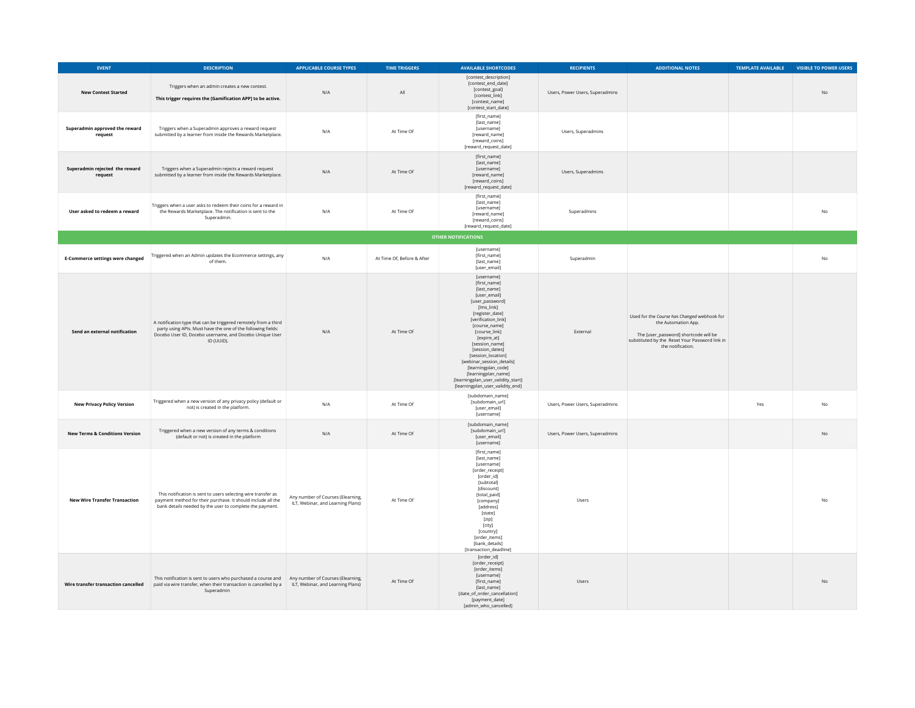| EVENT | DESCRIPTION | APPLICABLE COURSE TYPES | TIME TRIGGERS | AVAILABLE SHORTCODES | RECIPIENTS | ADDITIONAL NOTES | TEMPLATE AVAILABLE | VISIBLE TO POWER USERS |
|---|---|---|---|---|---|---|---|---|
| **New Contest Started** | Triggers when an admin creates a new contest.<br><br>**This trigger requires the [Gamification APP] to be active.** | N/A | All | [contest_description]<br>[contest_end_date]<br>[contest_goal]<br>[contest_link]<br>[contest_name]<br>[contest_start_date] | Users, Power Users, Superadmins | | | No |
| **Superadmin approved the reward request** | Triggers when a Superadmin approves a reward request submitted by a learner from inside the Rewards Marketplace. | N/A | At Time Of | [first_name]<br>[last_name]<br>[username]<br>[reward_name]<br>[reward_coins]<br>[reward_request_date] | Users, Superadmins | | | |
| **Superadmin rejected the reward request** | Triggers when a Superadmin rejects a reward request submitted by a learner from inside the Rewards Marketplace. | N/A | At Time Of | [first_name]<br>[last_name]<br>[username]<br>[reward_name]<br>[reward_coins]<br>[reward_request_date] | Users, Superadmins | | | |
| **User asked to redeem a reward** | Triggers when a user asks to redeem their coins for a reward in the Rewards Marketplace. The notification is sent to the Superadmin. | N/A | At Time Of | [first_name]<br>[last_name]<br>[username]<br>[reward_name]<br>[reward_coins]<br>[reward_request_date] | Superadmins | | | No |
| **OTHER NOTIFICATIONS** | | | | | | | | |
| **E-Commerce settings were changed** | Triggered when an Admin updates the Ecommerce settings, any of them. | N/A | At Time Of, Before & After | [username]<br>[first_name]<br>[last_name]<br>[user_email] | Superadmin | | | No |
| **Send an external notification** | A notification type that can be triggered remotely from a third party using APIs. Must have the one of the following fields: Docebo User ID, Docebo username, and Docebo Unique User ID (UUID). | N/A | At Time Of | [username]<br>[first_name]<br>[last_name]<br>[user_email]<br>[user_password]<br>[lms_link]<br>[register_date]<br>[verification_link]<br>[course_name]<br>[course_link]<br>[expire_at]<br>[session_name]<br>[session_dates]<br>[session_location]<br>[webinar_session_details]<br>[learningplan_code]<br>[learningplan_name]<br>[learningplan_user_validity_start]<br>[learningplan_user_validity_end] | External | Used for the *Course has Changed* webhook for the Automation App.<br><br>The [user_password] shortcode will be substituted by the Reset Your Password link in the notification. | | |
| **New Privacy Policy Version** | Triggered when a new version of any privacy policy (default or not) is created in the platform. | N/A | At Time Of | [subdomain_name]<br>[subdomain_url]<br>[user_email]<br>[username] | Users, Power Users, Superadmins | | Yes | No |
| **New Terms & Conditions Version** | Triggered when a new version of any terms & conditions (default or not) is created in the platform | N/A | At Time Of | [subdomain_name]<br>[subdomain_url]<br>[user_email]<br>[username] | Users, Power Users, Superadmins | | | No |
| **New Wire Transfer Transaction** | This notification is sent to users selecting wire transfer as payment method for their purchase. It should include all the bank details needed by the user to complete the payment. | Any number of Courses (Elearning, ILT, Webinar, and Learning Plans) | At Time Of | [first_name]<br>[last_name]<br>[username]<br>[order_receipt]<br>[order_id]<br>[subtotal]<br>[discount]<br>[total_paid]<br>[company]<br>[address]<br>[state]<br>[zip]<br>[city]<br>[country]<br>[order_items]<br>[bank_details]<br>[transaction_deadline] | Users | | | No |
| **Wire transfer transaction cancelled** | This notification is sent to users who purchased a course and paid via wire transfer, when their transaction is cancelled by a Superadmin | Any number of Courses (Elearning, ILT, Webinar, and Learning Plans) | At Time Of | [order_id]<br>[order_receipt]<br>[order_items]<br>[username]<br>[first_name]<br>[last_name]<br>[date_of_order_cancellation]<br>[payment_date]<br>[admin_who_cancelled] | Users | | | No |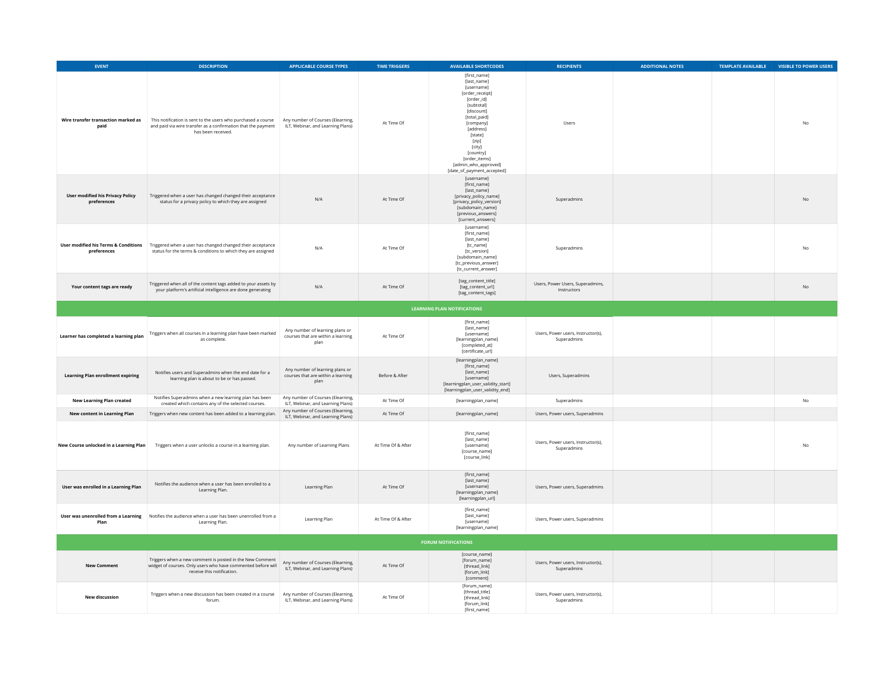| EVENT | DESCRIPTION | APPLICABLE COURSE TYPES | TIME TRIGGERS | AVAILABLE SHORTCODES | RECIPIENTS | ADDITIONAL NOTES | TEMPLATE AVAILABLE | VISIBLE TO POWER USERS |
|---|---|---|---|---|---|---|---|---|
| **Wire transfer transaction marked as paid** | This notification is sent to the users who purchased a course and paid via wire transfer as a confirmation that the payment has been received. | Any number of Courses (Elearning, ILT, Webinar, and Learning Plans) | At Time Of | [first_name]<br>[last_name]<br>[username]<br>[order_receipt]<br>[order_id]<br>[subtotal]<br>[discount]<br>[total_paid]<br>[company]<br>[address]<br>[state]<br>[zip]<br>[city]<br>[country]<br>[order_items]<br>[admin_who_approved]<br>[date_of_payment_accepted] | Users | | | No |
| **User modified his Privacy Policy preferences** | Triggered when a user has changed changed their acceptance status for a privacy policy to which they are assigned | N/A | At Time Of | [username]<br>[first_name]<br>[last_name]<br>[privacy_policy_name]<br>[privacy_policy_version]<br>[subdomain_name]<br>[previous_answers]<br>[current_answers] | Superadmins | | | No |
| **User modified his Terms & Conditions preferences** | Triggered when a user has changed changed their acceptance status for the terms & conditions to which they are assigned | N/A | At Time Of | [username]<br>[first_name]<br>[last_name]<br>[tc_name]<br>[tc_version]<br>[subdomain_name]<br>[tc_previous_answer]<br>[tc_current_answer] | Superadmins | | | No |
| **Your content tags are ready** | Triggered when all of the content tags added to your assets by your platform's artificial intelligence are done generating | N/A | At Time Of | [tag_content_title]<br>[tag_content_url]<br>[tag_content_tags] | Users, Power Users, Superadmins, Instructors | | | No |
| | | | | **LEARNING PLAN NOTIFICATIONS** | | | | |
| **Learner has completed a learning plan** | Triggers when all courses in a learning plan have been marked as complete. | Any number of learning plans or courses that are within a learning plan | At Time Of | [first_name]<br>[last_name]<br>[username]<br>[learningplan_name]<br>[completed_at]<br>[certificate_url] | Users, Power users, Instructor(s), Superadmins | | | |
| **Learning Plan enrollment expiring** | Notifies users and Superadmins when the end date for a learning plan is about to be or has passed. | Any number of learning plans or courses that are within a learning plan | Before & After | [learningplan_name]<br>[first_name]<br>[last_name]<br>[username]<br>[learningplan_user_validity_start]<br>[learningplan_user_validity_end] | Users, Superadmins | | | |
| **New Learning Plan created** | Notifies Superadmins when a new learning plan has been created which contains any of the selected courses. | Any number of Courses (Elearning, ILT, Webinar, and Learning Plans) | At Time Of | [learningplan_name] | Superadmins | | | No |
| **New content in Learning Plan** | Triggers when new content has been added to a learning plan. | Any number of Courses (Elearning, ILT, Webinar, and Learning Plans) | At Time Of | [learningplan_name] | Users, Power users, Superadmins | | | |
| **New Course unlocked in a Learning Plan** | Triggers when a user unlocks a course in a learning plan. | Any number of Learning Plans | At Time Of & After | [first_name]<br>[last_name]<br>[username]<br>[course_name]<br>[course_link] | Users, Power users, Instructor(s), Superadmins | | | No |
| **User was enrolled in a Learning Plan** | Notifies the audience when a user has been enrolled to a Learning Plan. | Learning Plan | At Time Of | [first_name]<br>[last_name]<br>[username]<br>[learningplan_name]<br>[learningplan_url] | Users, Power users, Superadmins | | | |
| **User was unenrolled from a Learning Plan** | Notifies the audience when a user has been unenrolled from a Learning Plan. | Learning Plan | At Time Of & After | [first_name]<br>[last_name]<br>[username]<br>[learningplan_name] | Users, Power users, Superadmins | | | |
| | | | | **FORUM NOTIFICATIONS** | | | | |
| **New Comment** | Triggers when a new comment is posted in the New Comment widget of courses. Only users who have commented before will receive this notification. | Any number of Courses (Elearning, ILT, Webinar, and Learning Plans) | At Time Of | [course_name]<br>[forum_name]<br>[thread_link]<br>[forum_link]<br>[comment] | Users, Power users, Instructor(s), Superadmins | | | |
| **New discussion** | Triggers when a new discussion has been created in a course forum. | Any number of Courses (Elearning, ILT, Webinar, and Learning Plans) | At Time Of | [forum_name]<br>[thread_title]<br>[thread_link]<br>[forum_link]<br>[first_name] | Users, Power users, Instructor(s), Superadmins | | | |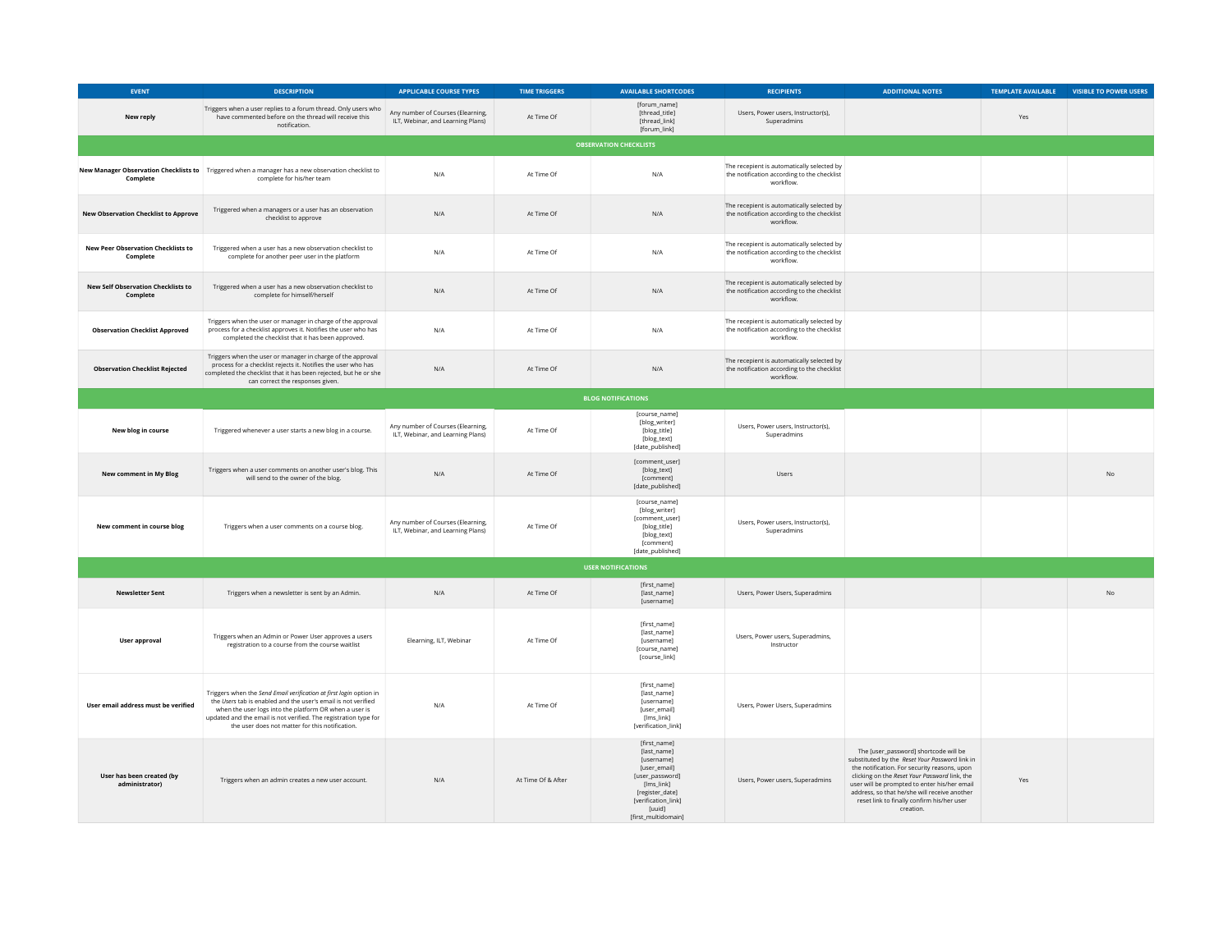| EVENT | DESCRIPTION | APPLICABLE COURSE TYPES | TIME TRIGGERS | AVAILABLE SHORTCODES | RECIPIENTS | ADDITIONAL NOTES | TEMPLATE AVAILABLE | VISIBLE TO POWER USERS |
|---|---|---|---|---|---|---|---|---|
| **New reply** | Triggers when a user replies to a forum thread. Only users who have commented before on the thread will receive this notification. | Any number of Courses (Elearning, ILT, Webinar, and Learning Plans) | At Time Of | [forum_name] [thread_title] [thread_link] [forum_link] | Users, Power users, Instructor(s), Superadmins | | Yes | |
| **OBSERVATION CHECKLISTS** | | | | | | | | |
| **New Manager Observation Checklists to Complete** | Triggered when a manager has a new observation checklist to complete for his/her team | N/A | At Time Of | N/A | The recepient is automatically selected by the notification according to the checklist workflow. | | | |
| **New Observation Checklist to Approve** | Triggered when a managers or a user has an observation checklist to approve | N/A | At Time Of | N/A | The recepient is automatically selected by the notification according to the checklist workflow. | | | |
| **New Peer Observation Checklists to Complete** | Triggered when a user has a new observation checklist to complete for another peer user in the platform | N/A | At Time Of | N/A | The recepient is automatically selected by the notification according to the checklist workflow. | | | |
| **New Self Observation Checklists to Complete** | Triggered when a user has a new observation checklist to complete for himself/herself | N/A | At Time Of | N/A | The recepient is automatically selected by the notification according to the checklist workflow. | | | |
| **Observation Checklist Approved** | Triggers when the user or manager in charge of the approval process for a checklist approves it. Notifies the user who has completed the checklist that it has been approved. | N/A | At Time Of | N/A | The recepient is automatically selected by the notification according to the checklist workflow. | | | |
| **Observation Checklist Rejected** | Triggers when the user or manager in charge of the approval process for a checklist rejects it. Notifies the user who has completed the checklist that it has been rejected, but he or she can correct the responses given. | N/A | At Time Of | N/A | The recepient is automatically selected by the notification according to the checklist workflow. | | | |
| **BLOG NOTIFICATIONS** | | | | | | | | |
| **New blog in course** | Triggered whenever a user starts a new blog in a course. | Any number of Courses (Elearning, ILT, Webinar, and Learning Plans) | At Time Of | [course_name] [blog_writer] [blog_title] [blog_text] [date_published] | Users, Power users, Instructor(s), Superadmins | | | |
| **New comment in My Blog** | Triggers when a user comments on another user's blog. This will send to the owner of the blog. | N/A | At Time Of | [comment_user] [blog_text] [comment] [date_published] | Users | | | No |
| **New comment in course blog** | Triggers when a user comments on a course blog. | Any number of Courses (Elearning, ILT, Webinar, and Learning Plans) | At Time Of | [course_name] [blog_writer] [comment_user] [blog_title] [blog_text] [comment] [date_published] | Users, Power users, Instructor(s), Superadmins | | | |
| **USER NOTIFICATIONS** | | | | | | | | |
| **Newsletter Sent** | Triggers when a newsletter is sent by an Admin. | N/A | At Time Of | [first_name] [last_name] [username] | Users, Power Users, Superadmins | | | No |
| **User approval** | Triggers when an Admin or Power User approves a users registration to a course from the course waitlist | Elearning, ILT, Webinar | At Time Of | [first_name] [last_name] [username] [course_name] [course_link] | Users, Power users, Superadmins, Instructor | | | |
| **User email address must be verified** | Triggers when the *Send Email verification at first login* option in the *Users* tab is enabled and the user's email is not verified when the user logs into the platform OR when a user is updated and the email is not verified. The registration type for the user does not matter for this notification. | N/A | At Time Of | [first_name] [last_name] [username] [user_email] [lms_link] [verification_link] | Users, Power Users, Superadmins | | | |
| **User has been created (by administrator)** | Triggers when an admin creates a new user account. | N/A | At Time Of & After | [first_name] [last_name] [username] [user_email] [user_password] [lms_link] [register_date] [verification_link] [uuid] [first_multidomain] | Users, Power users, Superadmins | The [user_password] shortcode will be substituted by the *Reset Your Password* link in the notification. For security reasons, upon clicking on the *Reset Your Password* link, the user will be prompted to enter his/her email address, so that he/she will receive another reset link to finally confirm his/her user creation. | Yes | |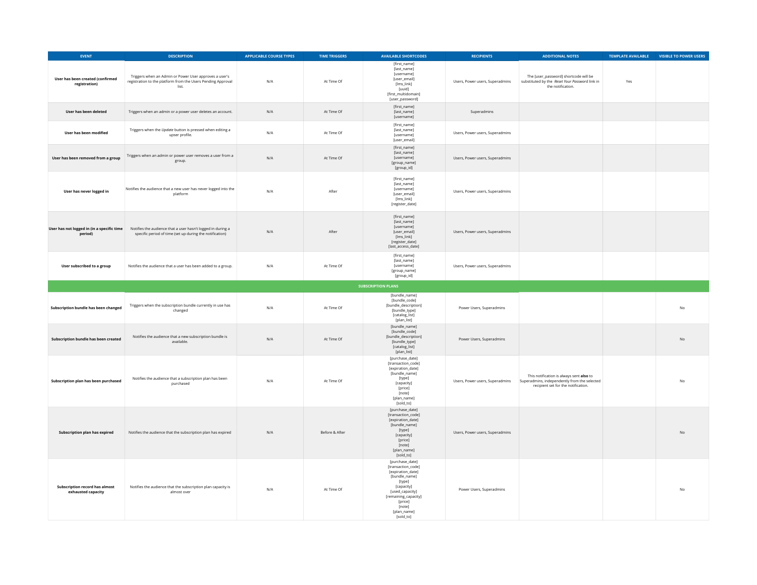| EVENT | DESCRIPTION | APPLICABLE COURSE TYPES | TIME TRIGGERS | AVAILABLE SHORTCODES | RECIPIENTS | ADDITIONAL NOTES | TEMPLATE AVAILABLE | VISIBLE TO POWER USERS |
|---|---|---|---|---|---|---|---|---|
| **User has been created (confirmed registration)** | Triggers when an Admin or Power User approves a user's registration to the platform from the Users Pending Approval list. | N/A | At Time Of | [first_name] [last_name] [username] [user_email] [lms_link] [uuid] [first_multidomain] [user_password] | Users, Power users, Superadmins | The [user_password] shortcode will be substituted by the *Reset Your Password* link in the notification. | Yes | |
| **User has been deleted** | Triggers when an admin or a power user deletes an account. | N/A | At Time Of | [first_name] [last_name] [username] | Superadmins | | | |
| **User has been modified** | Triggers when the *Update* button is pressed when editing a upser profile. | N/A | At Time Of | [first_name] [last_name] [username] [user_email] | Users, Power users, Superadmins | | | |
| **User has been removed from a group** | Triggers when an admin or power user removes a user from a group. | N/A | At Time Of | [first_name] [last_name] [username] [group_name] [group_id] | Users, Power users, Superadmins | | | |
| **User has never logged in** | Notifies the audience that a new user has never logged into the platform | N/A | After | [first_name] [last_name] [username] [user_email] [lms_link] [register_date] | Users, Power users, Superadmins | | | |
| **User has not logged in (in a specific time period)** | Notifies the audience that a user hasn't logged in during a specific period of time (set up during the notification) | N/A | After | [first_name] [last_name] [username] [user_email] [lms_link] [register_date] [last_access_date] | Users, Power users, Superadmins | | | |
| **User subscribed to a group** | Notifies the audience that a user has been added to a group. | N/A | At Time Of | [first_name] [last_name] [username] [group_name] [group_id] | Users, Power users, Superadmins | | | |
| **SUBSCRIPTION PLANS** | | | | | | | | |
| **Subscription bundle has been changed** | Triggers when the subscription bundle currently in use has changed | N/A | At Time Of | [bundle_name] [bundle_code] [bundle_description] [bundle_type] [catalog_list] [plan_list] | Power Users, Superadmins | | | No |
| **Subscription bundle has been created** | Notifies the audience that a new subscription bundle is available. | N/A | At Time Of | [bundle_name] [bundle_code] [bundle_description] [bundle_type] [catalog_list] [plan_list] | Power Users, Superadmins | | | No |
| **Subscription plan has been purchased** | Notifies the audience that a subscription plan has been purchased | N/A | At Time Of | [purchase_date] [transaction_code] [expiration_date] [bundle_name] [type] [capacity] [price] [note] [plan_name] [sold_to] | Users, Power users, Superadmins | This notification is always sent **also** to Superadmins, independently from the selected recipient set for the notification. | | No |
| **Subscription plan has expired** | Notifies the audience that the subscription plan has expired | N/A | Before & After | [purchase_date] [transaction_code] [expiration_date] [bundle_name] [type] [capacity] [price] [note] [plan_name] [sold_to] | Users, Power users, Superadmins | | | No |
| **Subscription record has almost exhausted capacity** | Notifies the audience that the subscription plan capacity is almost over | N/A | At Time Of | [purchase_date] [transaction_code] [expiration_date] [bundle_name] [type] [capacity] [used_capacity] [remaining_capacity] [price] [note] [plan_name] [sold_to] | Power Users, Superadmins | | | No |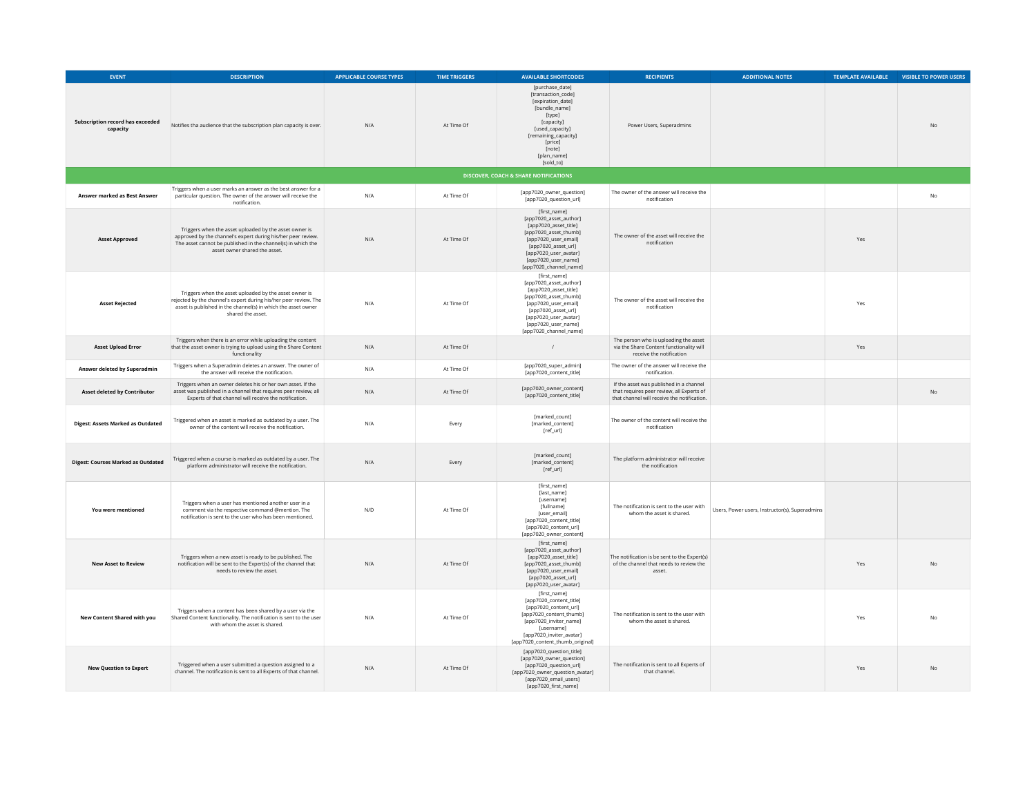| EVENT | DESCRIPTION | APPLICABLE COURSE TYPES | TIME TRIGGERS | AVAILABLE SHORTCODES | RECIPIENTS | ADDITIONAL NOTES | TEMPLATE AVAILABLE | VISIBLE TO POWER USERS |
|---|---|---|---|---|---|---|---|---|
| **Subscription record has exceeded capacity** | Notifies tha audience that the subscription plan capacity is over. | N/A | At Time Of | [purchase_date] [transaction_code] [expiration_date] [bundle_name] [type] [capacity] [used_capacity] [remaining_capacity] [price] [note] [plan_name] [sold_to] | Power Users, Superadmins | | | No |
| **DISCOVER, COACH & SHARE NOTIFICATIONS** | | | | | | | | |
| **Answer marked as Best Answer** | Triggers when a user marks an answer as the best answer for a particular question. The owner of the answer will receive the notification. | N/A | At Time Of | [app7020_owner_question] [app7020_question_url] | The owner of the answer will receive the notification | | | No |
| **Asset Approved** | Triggers when the asset uploaded by the asset owner is approved by the channel's expert during his/her peer review. The asset cannot be published in the channel(s) in which the asset owner shared the asset. | N/A | At Time Of | [first_name] [app7020_asset_author] [app7020_asset_title] [app7020_asset_thumb] [app7020_user_email] [app7020_asset_url] [app7020_user_avatar] [app7020_user_name] [app7020_channel_name] | The owner of the asset will receive the notification | | Yes | |
| **Asset Rejected** | Triggers when the asset uploaded by the asset owner is rejected by the channel's expert during his/her peer review. The asset is published in the channel(s) in which the asset owner shared the asset. | N/A | At Time Of | [first_name] [app7020_asset_author] [app7020_asset_title] [app7020_asset_thumb] [app7020_user_email] [app7020_asset_url] [app7020_user_avatar] [app7020_user_name] [app7020_channel_name] | The owner of the asset will receive the notification | | Yes | |
| **Asset Upload Error** | Triggers when there is an error while uploading the content that the asset owner is trying to upload using the Share Content functionality | N/A | At Time Of | / | The person who is uploading the asset via the Share Content functionality will receive the notification | | Yes | |
| **Answer deleted by Superadmin** | Triggers when a Superadmin deletes an answer. The owner of the answer will receive the notification. | N/A | At Time Of | [app7020_super_admin] [app7020_content_title] | The owner of the answer will receive the notification. | | | |
| **Asset deleted by Contributor** | Triggers when an owner deletes his or her own asset. If the asset was published in a channel that requires peer review, all Experts of that channel will receive the notification. | N/A | At Time Of | [app7020_owner_content] [app7020_content_title] | If the asset was published in a channel that requires peer review, all Experts of that channel will receive the notification. | | | No |
| **Digest: Assets Marked as Outdated** | Triggered when an asset is marked as outdated by a user. The owner of the content will receive the notification. | N/A | Every | [marked_count] [marked_content] [ref_url] | The owner of the content will receive the notification | | | |
| **Digest: Courses Marked as Outdated** | Triggered when a course is marked as outdated by a user. The platform administrator will receive the notification. | N/A | Every | [marked_count] [marked_content] [ref_url] | The platform administrator will receive the notification | | | |
| **You were mentioned** | Triggers when a user has mentioned another user in a comment via the respective command @mention. The notification is sent to the user who has been mentioned. | N/D | At Time Of | [first_name] [last_name] [username] [fullname] [user_email] [app7020_content_title] [app7020_content_url] [app7020_owner_content] | The notification is sent to the user with whom the asset is shared. | Users, Power users, Instructor(s), Superadmins | | |
| **New Asset to Review** | Triggers when a new asset is ready to be published. The notification will be sent to the Expert(s) of the channel that needs to review the asset. | N/A | At Time Of | [first_name] [app7020_asset_author] [app7020_asset_title] [app7020_asset_thumb] [app7020_user_email] [app7020_asset_url] [app7020_user_avatar] | The notification is be sent to the Expert(s) of the channel that needs to review the asset. | | Yes | No |
| **New Content Shared with you** | Triggers when a content has been shared by a user via the Shared Content functionality. The notification is sent to the user with whom the asset is shared. | N/A | At Time Of | [first_name] [app7020_content_title] [app7020_content_url] [app7020_content_thumb] [app7020_inviter_name] [username] [app7020_inviter_avatar] [app7020_content_thumb_original] | The notification is sent to the user with whom the asset is shared. | | Yes | No |
| **New Question to Expert** | Triggered when a user submitted a question assigned to a channel. The notification is sent to all Experts of that channel. | N/A | At Time Of | [app7020_question_title] [app7020_owner_question] [app7020_question_url] [app7020_owner_question_avatar] [app7020_email_users] [app7020_first_name] | The notification is sent to all Experts of that channel. | | Yes | No |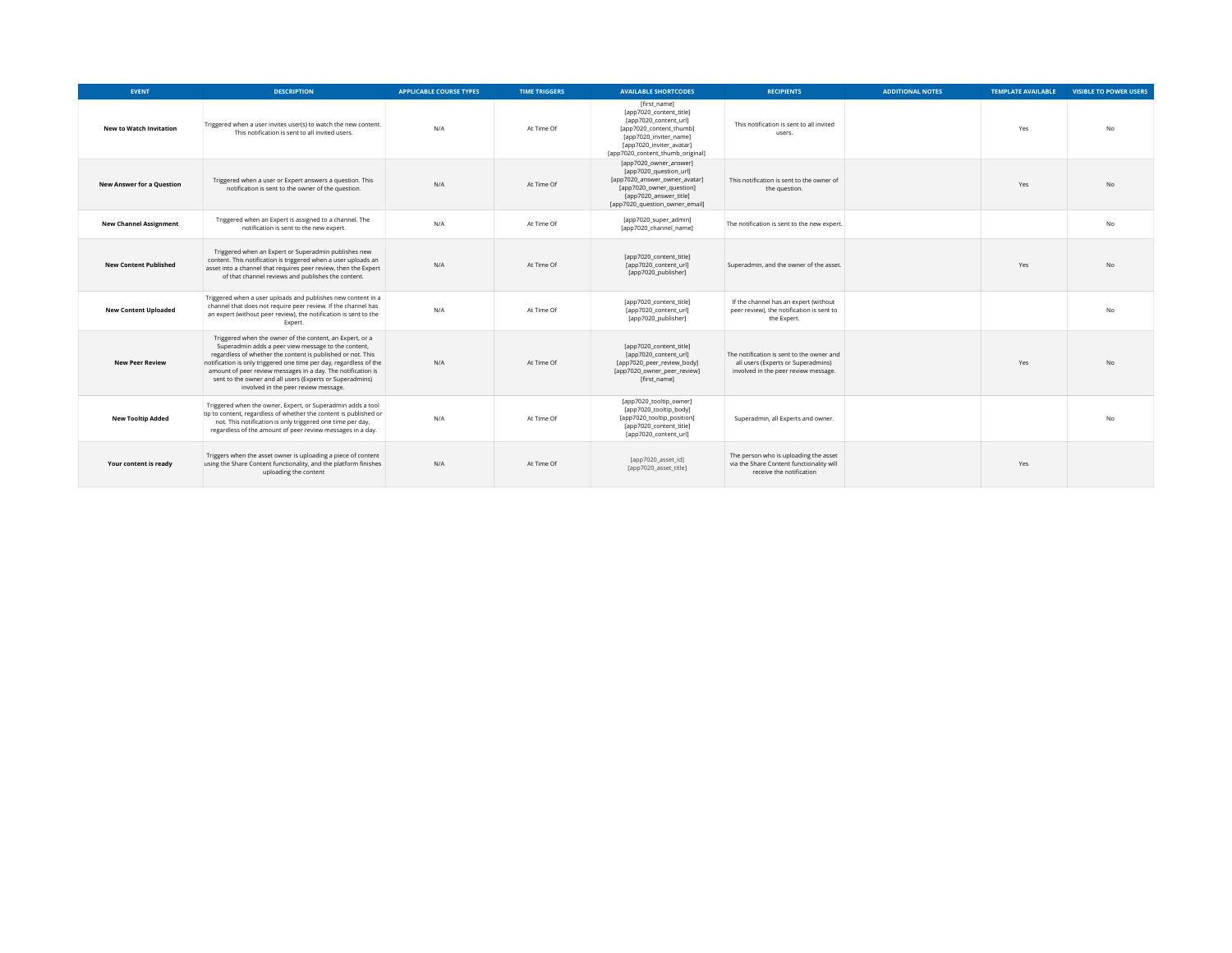| EVENT | DESCRIPTION | APPLICABLE COURSE TYPES | TIME TRIGGERS | AVAILABLE SHORTCODES | RECIPIENTS | ADDITIONAL NOTES | TEMPLATE AVAILABLE | VISIBLE TO POWER USERS |
|---|---|---|---|---|---|---|---|---|
| **New to Watch Invitation** | Triggered when a user invites user(s) to watch the new content. This notification is sent to all invited users. | N/A | At Time Of | [first_name] [app7020_content_title] [app7020_content_url] [app7020_content_thumb] [app7020_inviter_name] [app7020_inviter_avatar] [app7020_content_thumb_original] | This notification is sent to all invited users. | | Yes | No |
| **New Answer for a Question** | Triggered when a user or Expert answers a question. This notification is sent to the owner of the question. | N/A | At Time Of | [app7020_owner_answer] [app7020_question_url] [app7020_answer_owner_avatar] [app7020_owner_question] [app7020_answer_title] [app7020_question_owner_email] | This notification is sent to the owner of the question. | | Yes | No |
| **New Channel Assignment** | Triggered when an Expert is assigned to a channel. The notification is sent to the new expert. | N/A | At Time Of | [app7020_super_admin] [app7020_channel_name] | The notification is sent to the new expert. | | | No |
| **New Content Published** | Triggered when an Expert or Superadmin publishes new content. This notification is triggered when a user uploads an asset into a channel that requires peer review, then the Expert of that channel reviews and publishes the content. | N/A | At Time Of | [app7020_content_title] [app7020_content_url] [app7020_publisher] | Superadmin, and the owner of the asset. | | Yes | No |
| **New Content Uploaded** | Triggered when a user uploads and publishes new content in a channel that does not require peer review. If the channel has an expert (without peer review), the notification is sent to the Expert. | N/A | At Time Of | [app7020_content_title] [app7020_content_url] [app7020_publisher] | If the channel has an expert (without peer review), the notification is sent to the Expert. | | | No |
| **New Peer Review** | Triggered when the owner of the content, an Expert, or a Superadmin adds a peer view message to the content, regardless of whether the content is published or not. This notification is only triggered one time per day, regardless of the amount of peer review messages in a day. The notification is sent to the owner and all users (Experts or Superadmins) involved in the peer review message. | N/A | At Time Of | [app7020_content_title] [app7020_content_url] [app7020_peer_review_body] [app7020_owner_peer_review] [first_name] | The notification is sent to the owner and all users (Experts or Superadmins) involved in the peer review message. | | Yes | No |
| **New Tooltip Added** | Triggered when the owner, Expert, or Superadmin adds a tool tip to content, regardless of whether the content is published or not. This notification is only triggered one time per day, regardless of the amount of peer review messages in a day. | N/A | At Time Of | [app7020_tooltip_owner] [app7020_tooltip_body] [app7020_tooltip_position] [app7020_content_title] [app7020_content_url] | Superadmin, all Experts and owner. | | | No |
| **Your content is ready** | Triggers when the asset owner is uploading a piece of content using the Share Content functionality, and the platform finishes uploading the content | N/A | At Time Of | [app7020_asset_id] [app7020_asset_title] | The person who is uploading the asset via the Share Content functionality will receive the notification | | Yes | |